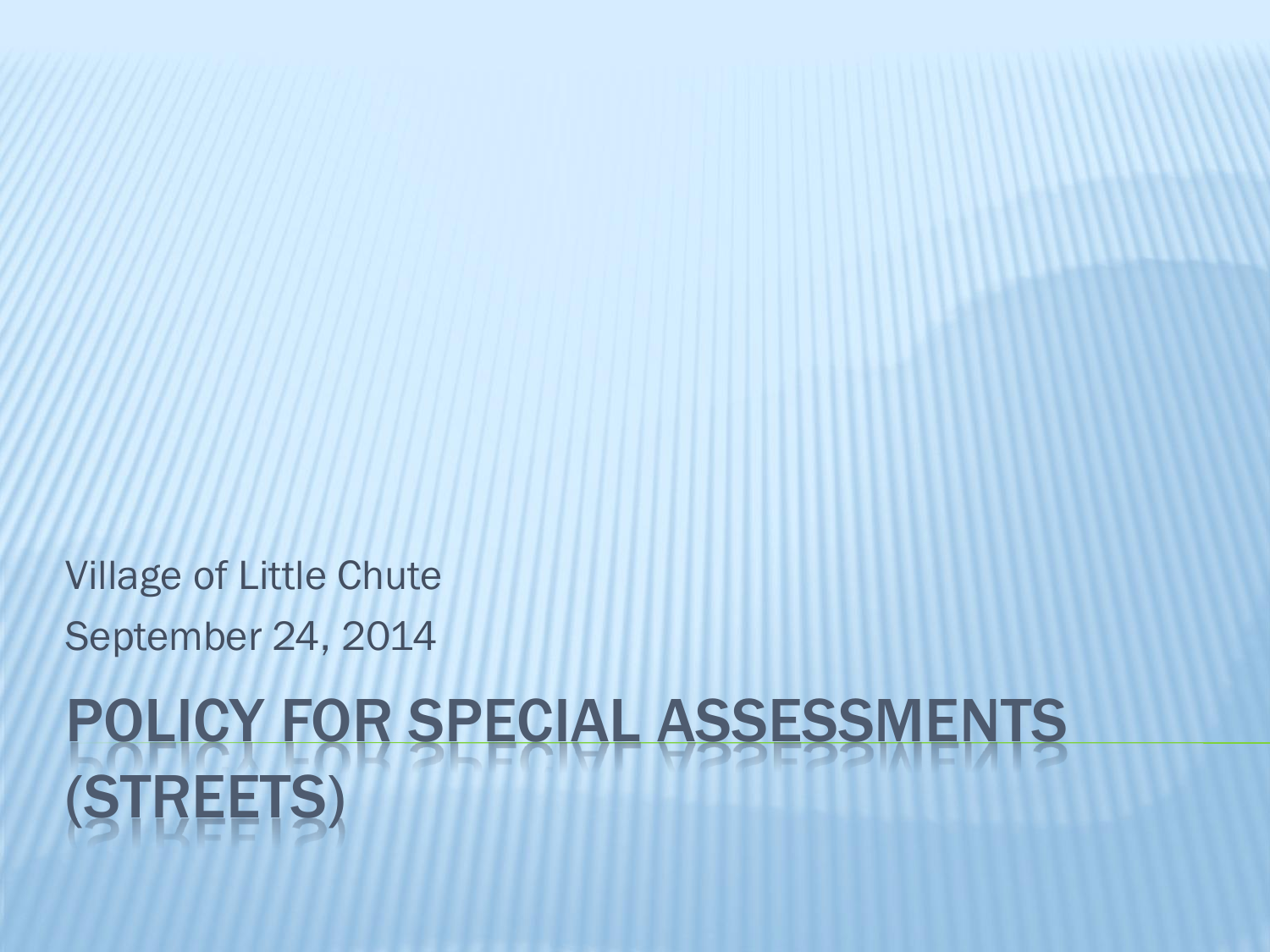Village of Little Chute

September 24, 2014

# POLICY FOR SPECIAL ASSESSMENTS (STREETS)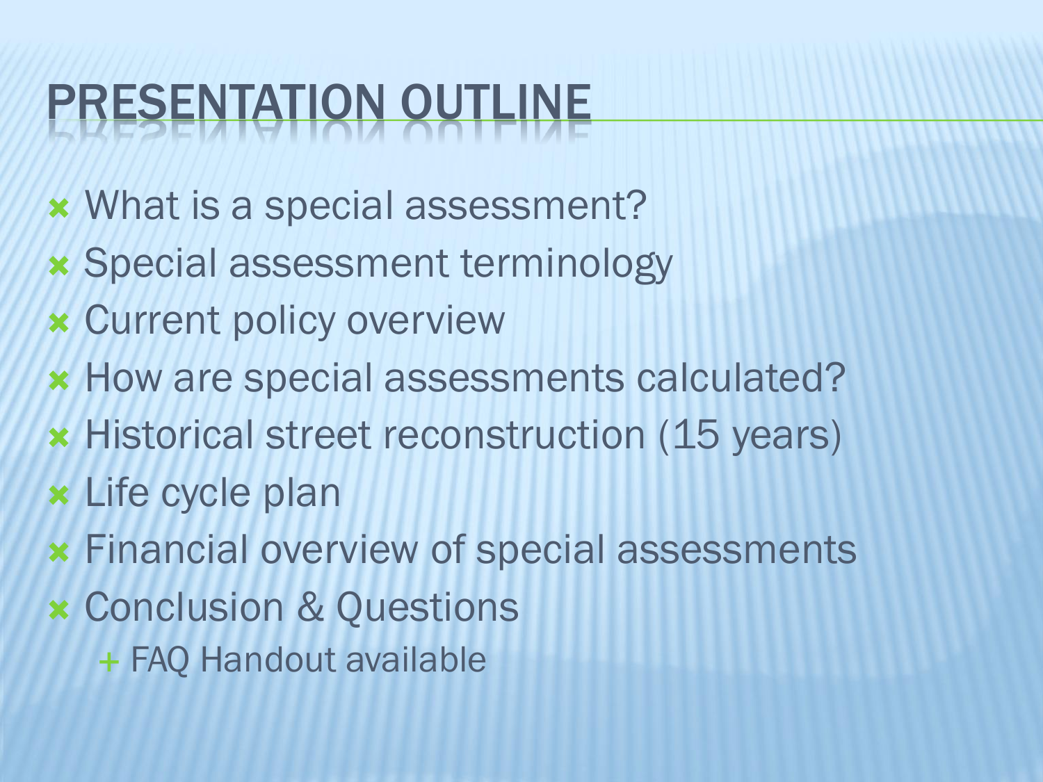# PRESENTATION OUTLINE

- What is a special assessment?
- Special assessment terminology
- Current policy overview
- How are special assessments calculated?
- Historical street reconstruction (15 years)
- Life cycle plan
- Financial overview of special assessments
- Conclusion & Questions
  - FAQ Handout available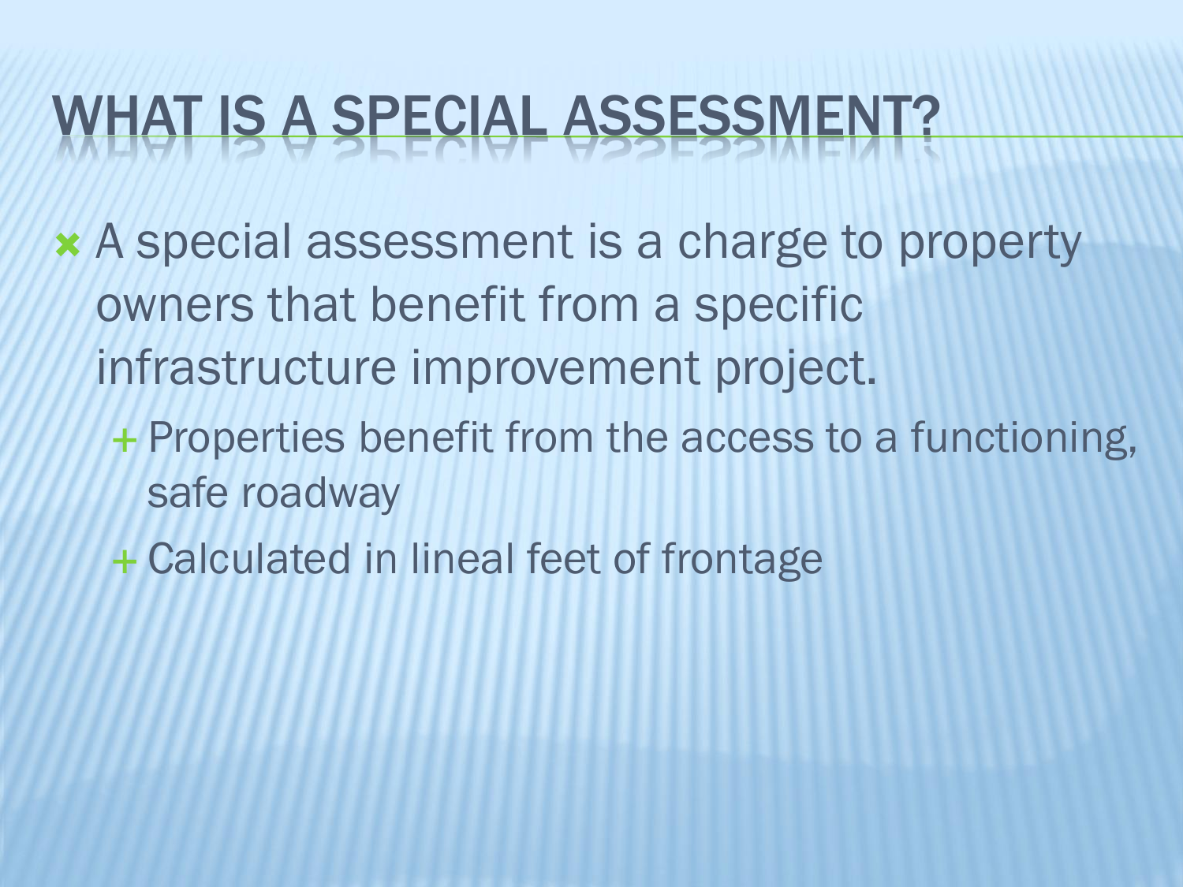# WHAT IS A SPECIAL ASSESSMENT?

- A special assessment is a charge to property owners that benefit from a specific infrastructure improvement project.
  - Properties benefit from the access to a functioning, safe roadway
  - Calculated in lineal feet of frontage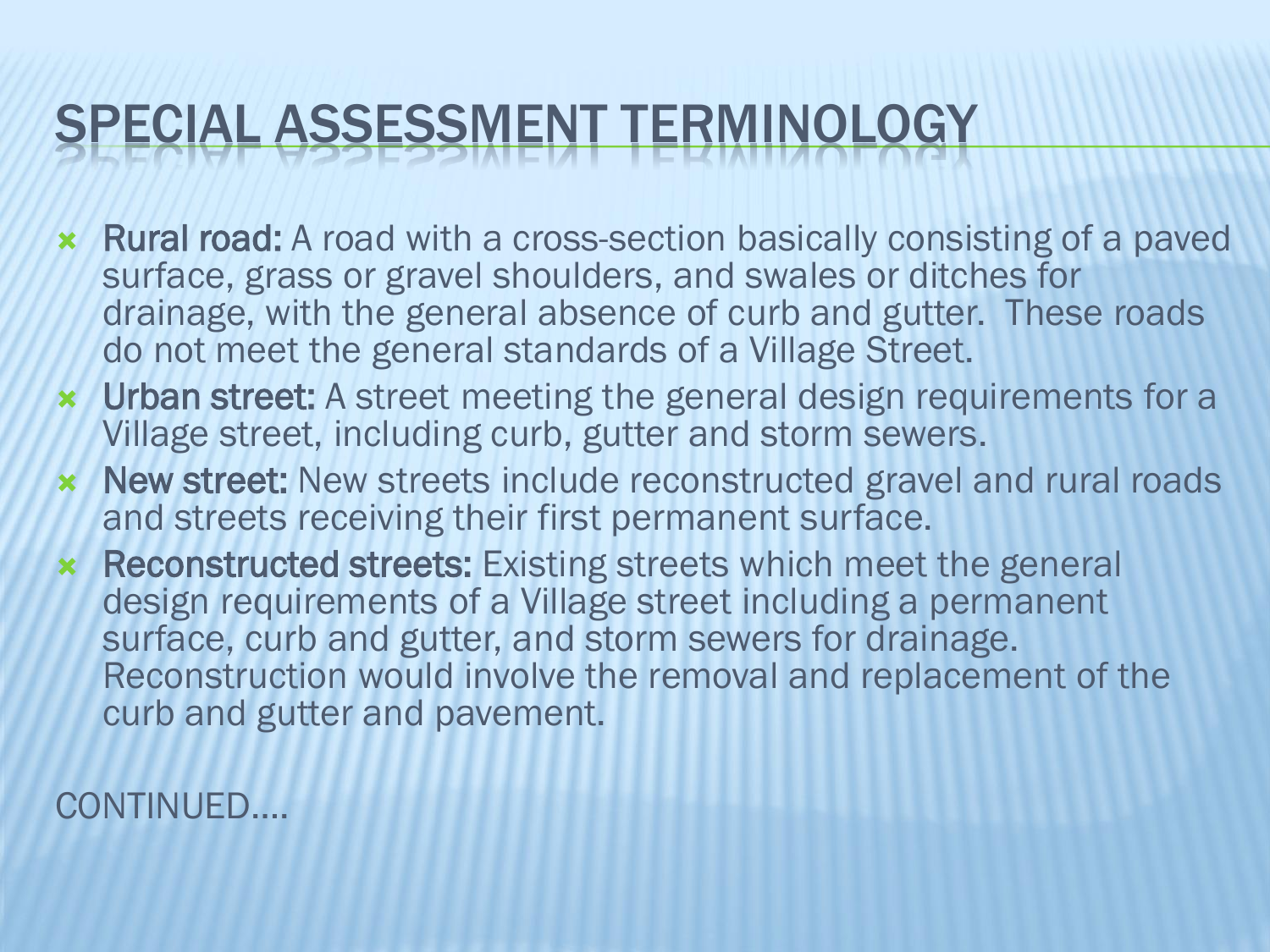# SPECIAL ASSESSMENT TERMINOLOGY

- **Rural road:** A road with a cross-section basically consisting of a paved surface, grass or gravel shoulders, and swales or ditches for drainage, with the general absence of curb and gutter. These roads do not meet the general standards of a Village Street.
- **Urban street:** A street meeting the general design requirements for a Village street, including curb, gutter and storm sewers.
- **New street:** New streets include reconstructed gravel and rural roads and streets receiving their first permanent surface.
- **Reconstructed streets:** Existing streets which meet the general design requirements of a Village street including a permanent surface, curb and gutter, and storm sewers for drainage. Reconstruction would involve the removal and replacement of the curb and gutter and pavement.

CONTINUED....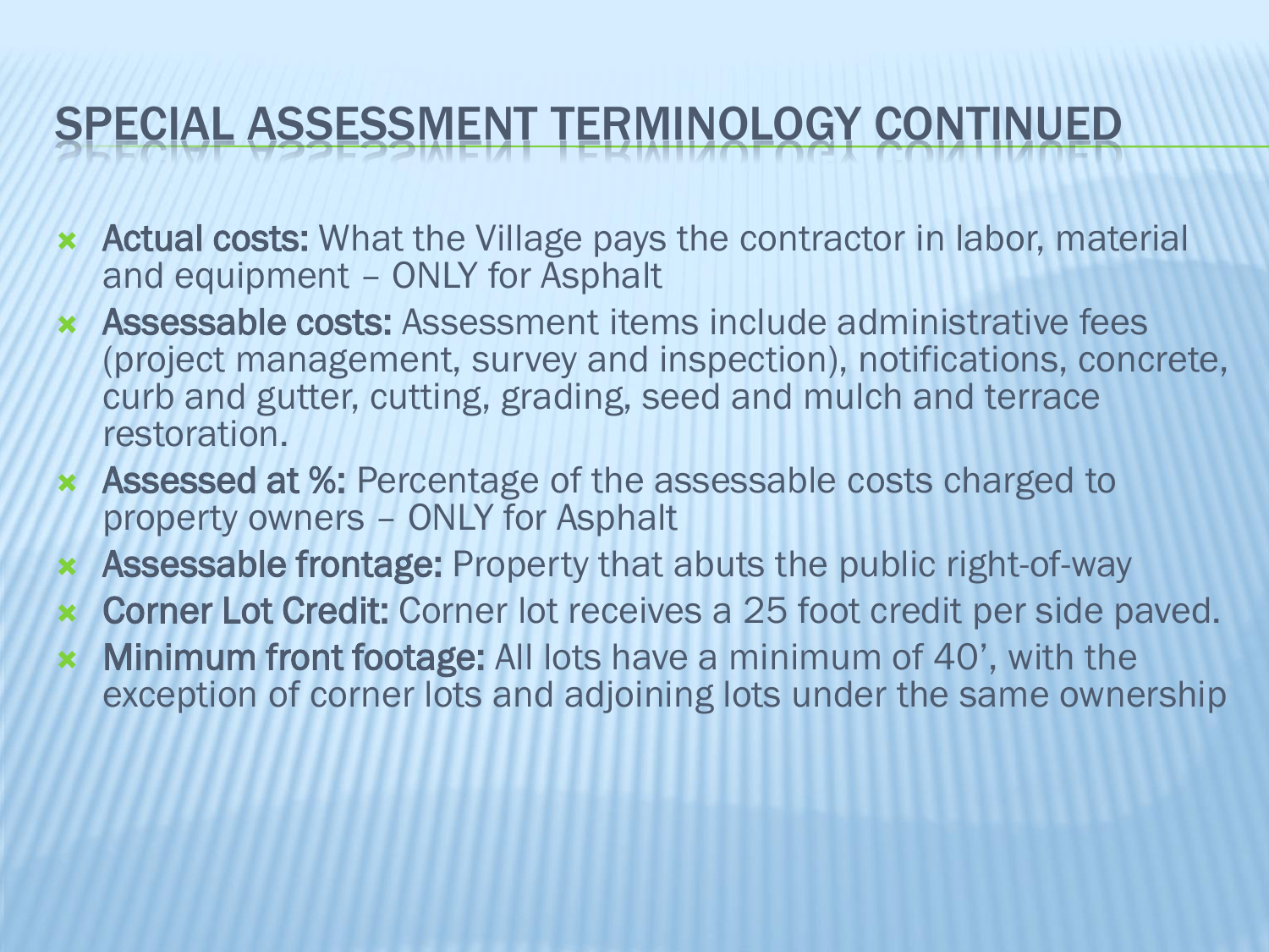# SPECIAL ASSESSMENT TERMINOLOGY CONTINUED

- **Actual costs:** What the Village pays the contractor in labor, material and equipment – ONLY for Asphalt
- **Assessable costs:** Assessment items include administrative fees (project management, survey and inspection), notifications, concrete, curb and gutter, cutting, grading, seed and mulch and terrace restoration.
- **Assessed at %:** Percentage of the assessable costs charged to property owners – ONLY for Asphalt
- **Assessable frontage:** Property that abuts the public right-of-way
- **Corner Lot Credit:** Corner lot receives a 25 foot credit per side paved.
- **Minimum front footage:** All lots have a minimum of 40', with the exception of corner lots and adjoining lots under the same ownership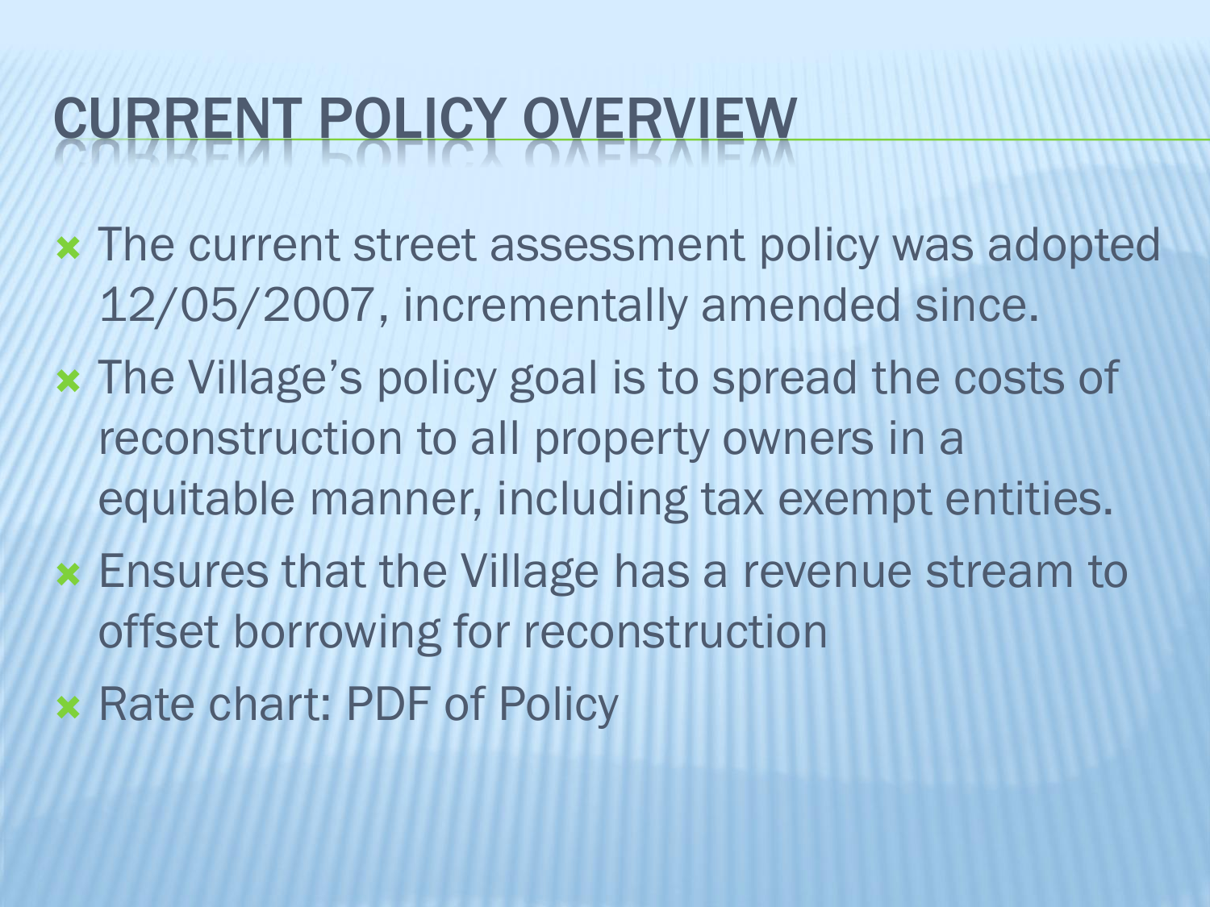# CURRENT POLICY OVERVIEW

- The current street assessment policy was adopted 12/05/2007, incrementally amended since.
- The Village's policy goal is to spread the costs of reconstruction to all property owners in a equitable manner, including tax exempt entities.
- Ensures that the Village has a revenue stream to offset borrowing for reconstruction
- Rate chart: PDF of Policy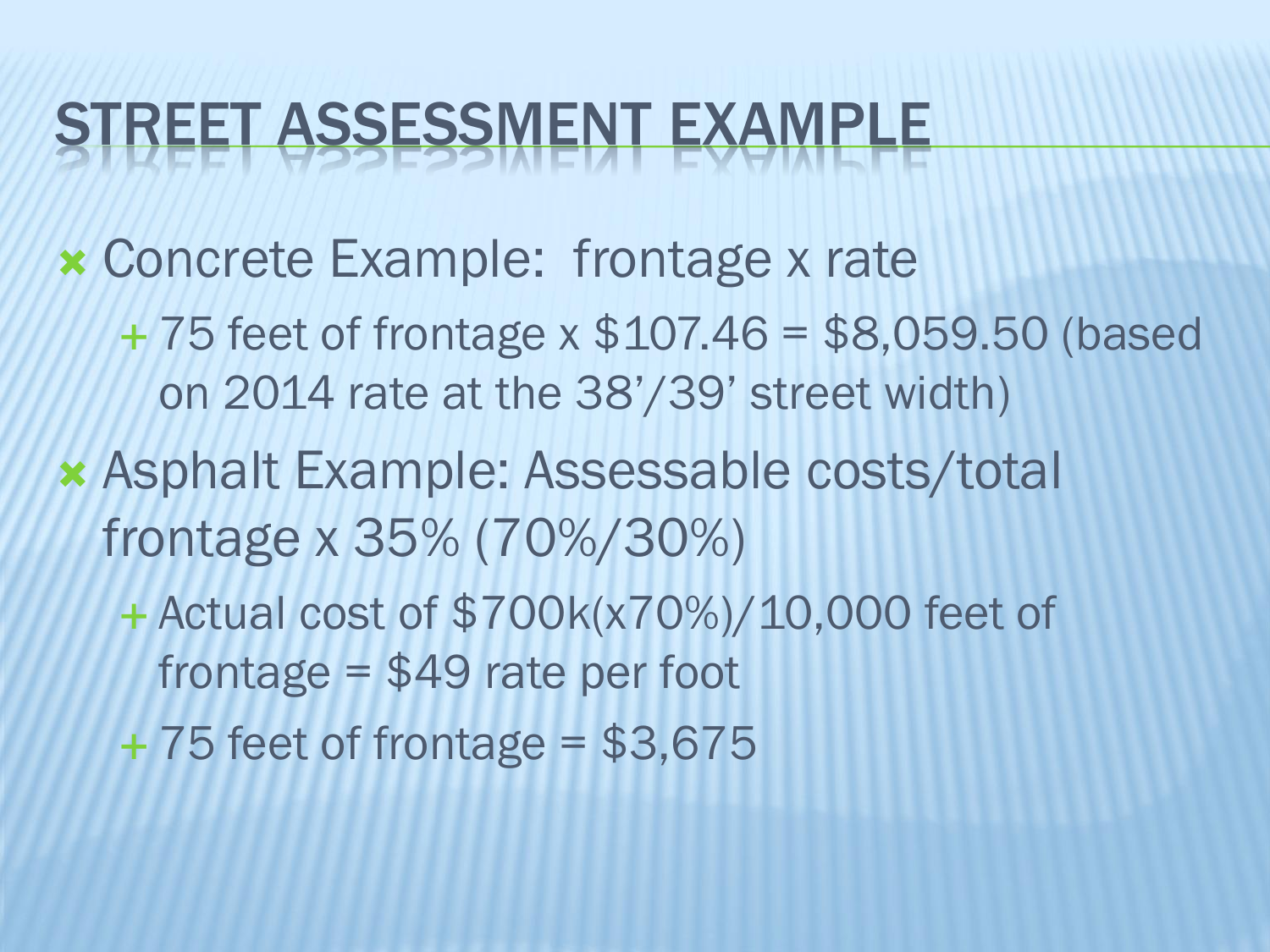# STREET ASSESSMENT EXAMPLE

- Concrete Example:  frontage x rate
  - 75 feet of frontage x $107.46 = $8,059.50 (based on 2014 rate at the 38'/39' street width)
- Asphalt Example: Assessable costs/total frontage x 35% (70%/30%)
  - Actual cost of $700k(x70%)/10,000 feet of frontage = $49 rate per foot
  - 75 feet of frontage = $3,675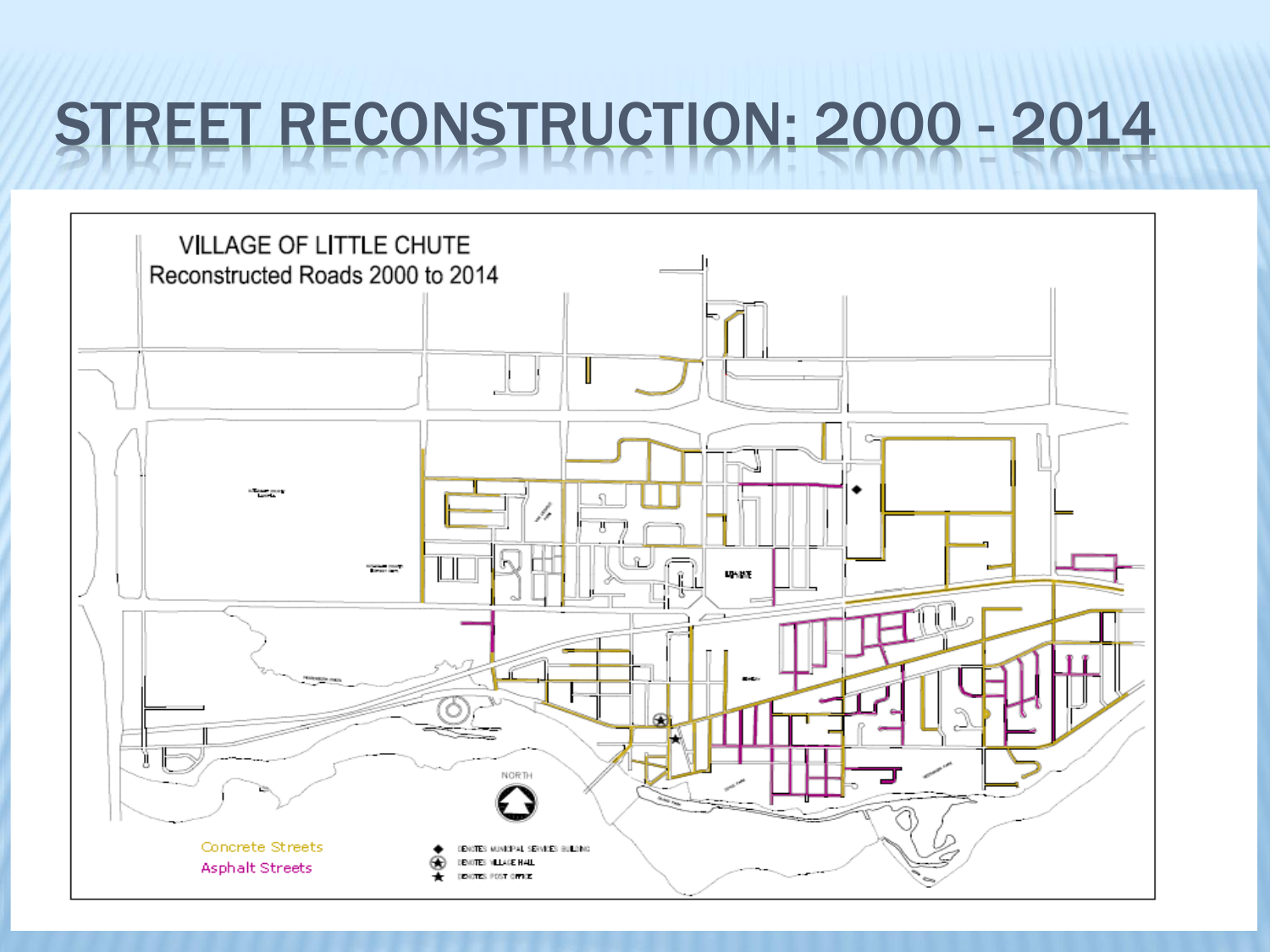# STREET RECONSTRUCTION: 2000 - 2014

VILLAGE OF LITTLE CHUTE

Reconstructed Roads 2000 to 2014

Concrete Streets

Asphalt Streets

DENOTES MUNICIPAL SERVICES BUILDING

DENOTES VILLAGE HALL

DENOTES POST OFFICE

NORTH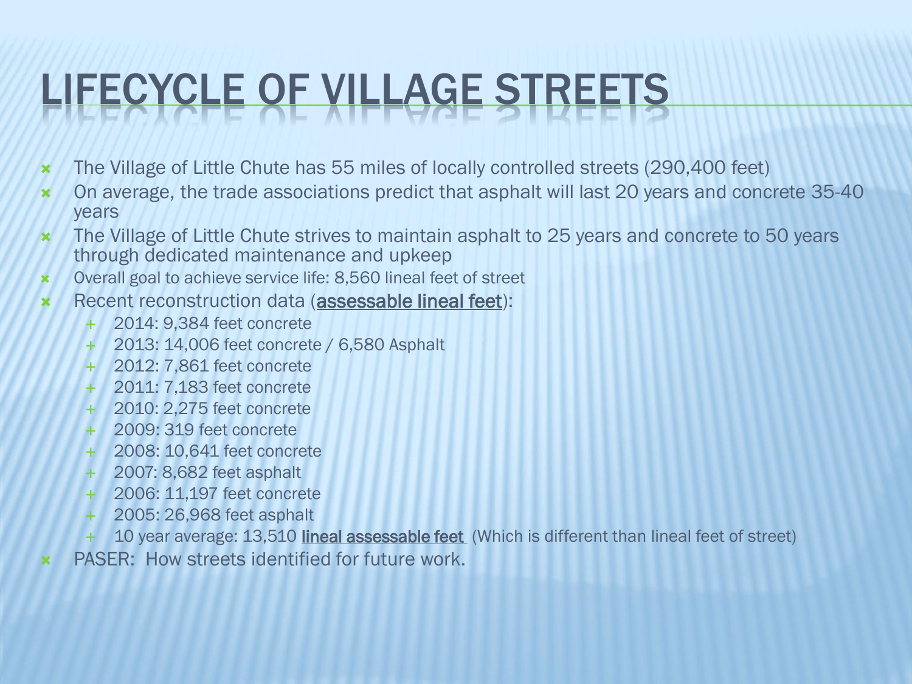# LIFECYCLE OF VILLAGE STREETS

- The Village of Little Chute has 55 miles of locally controlled streets (290,400 feet)
- On average, the trade associations predict that asphalt will last 20 years and concrete 35-40 years
- The Village of Little Chute strives to maintain asphalt to 25 years and concrete to 50 years through dedicated maintenance and upkeep
- Overall goal to achieve service life: 8,560 lineal feet of street
- Recent reconstruction data (<u>assessable lineal feet</u>):
  - 2014: 9,384 feet concrete
  - 2013: 14,006 feet concrete / 6,580 Asphalt
  - 2012: 7,861 feet concrete
  - 2011: 7,183 feet concrete
  - 2010: 2,275 feet concrete
  - 2009: 319 feet concrete
  - 2008: 10,641 feet concrete
  - 2007: 8,682 feet asphalt
  - 2006: 11,197 feet concrete
  - 2005: 26,968 feet asphalt
  - 10 year average: 13,510 <u>lineal assessable feet</u> (Which is different than lineal feet of street)
- PASER: How streets identified for future work.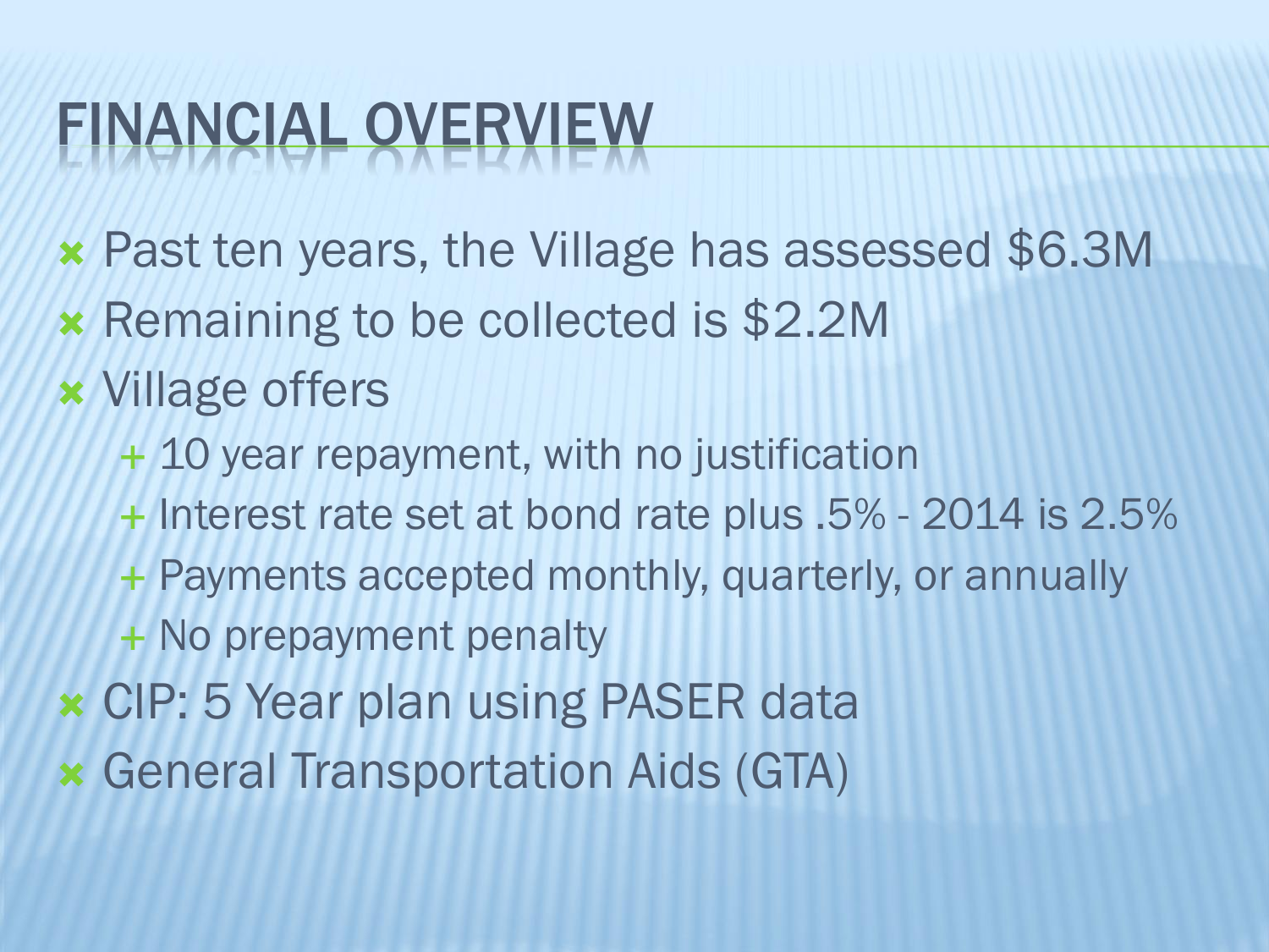# FINANCIAL OVERVIEW

- Past ten years, the Village has assessed $6.3M
- Remaining to be collected is $2.2M
- Village offers
  - 10 year repayment, with no justification
  - Interest rate set at bond rate plus .5% - 2014 is 2.5%
  - Payments accepted monthly, quarterly, or annually
  - No prepayment penalty
- CIP: 5 Year plan using PASER data
- General Transportation Aids (GTA)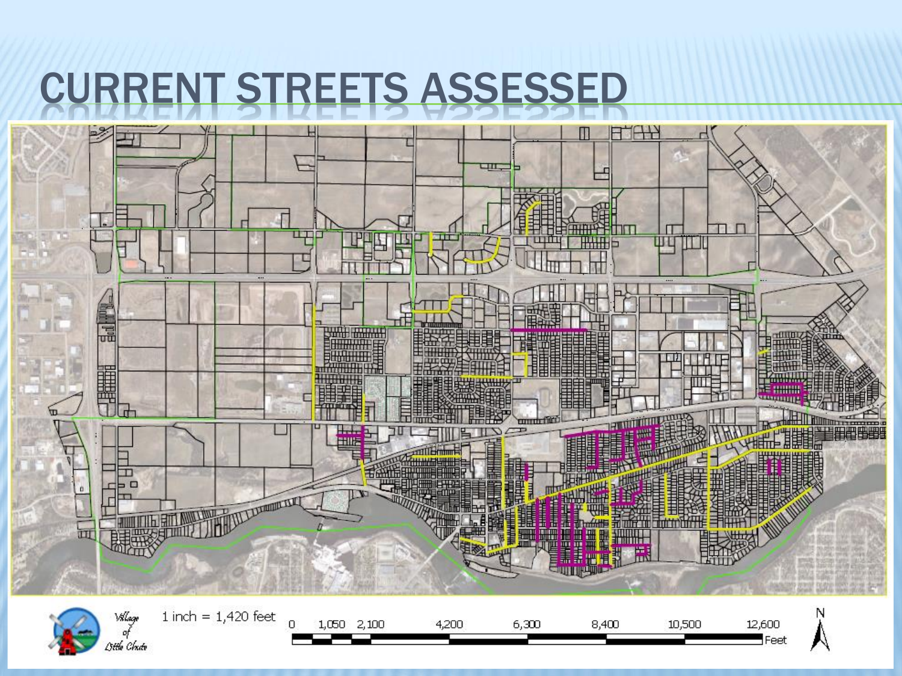# CURRENT STREETS ASSESSED

Village of Little Chute

1 inch = 1,420 feet

0 1,050 2,100 4,200 6,300 8,400 10,500 12,600 Feet

N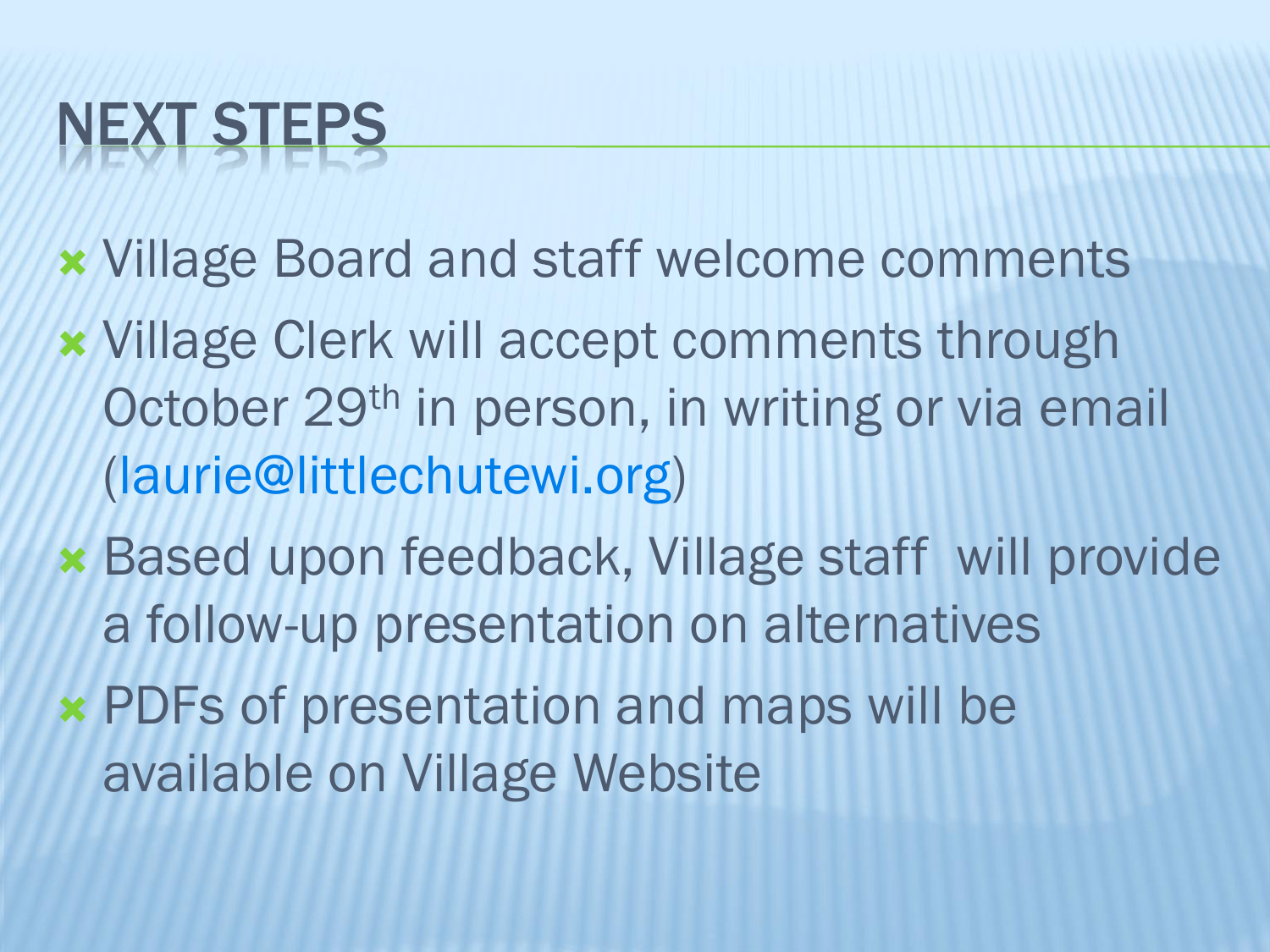# NEXT STEPS

- Village Board and staff welcome comments
- Village Clerk will accept comments through October 29th in person, in writing or via email (laurie@littlechutewi.org)
- Based upon feedback, Village staff will provide a follow-up presentation on alternatives
- PDFs of presentation and maps will be available on Village Website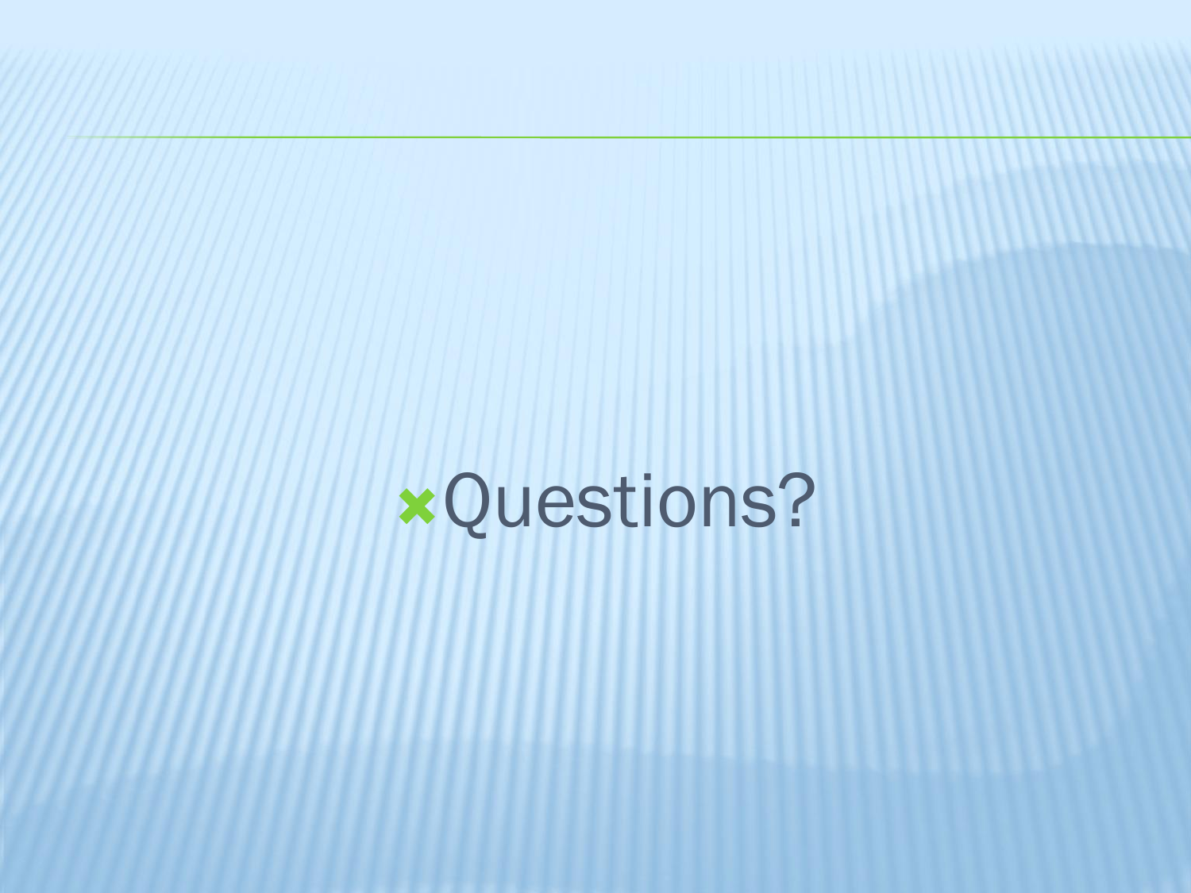- Questions?